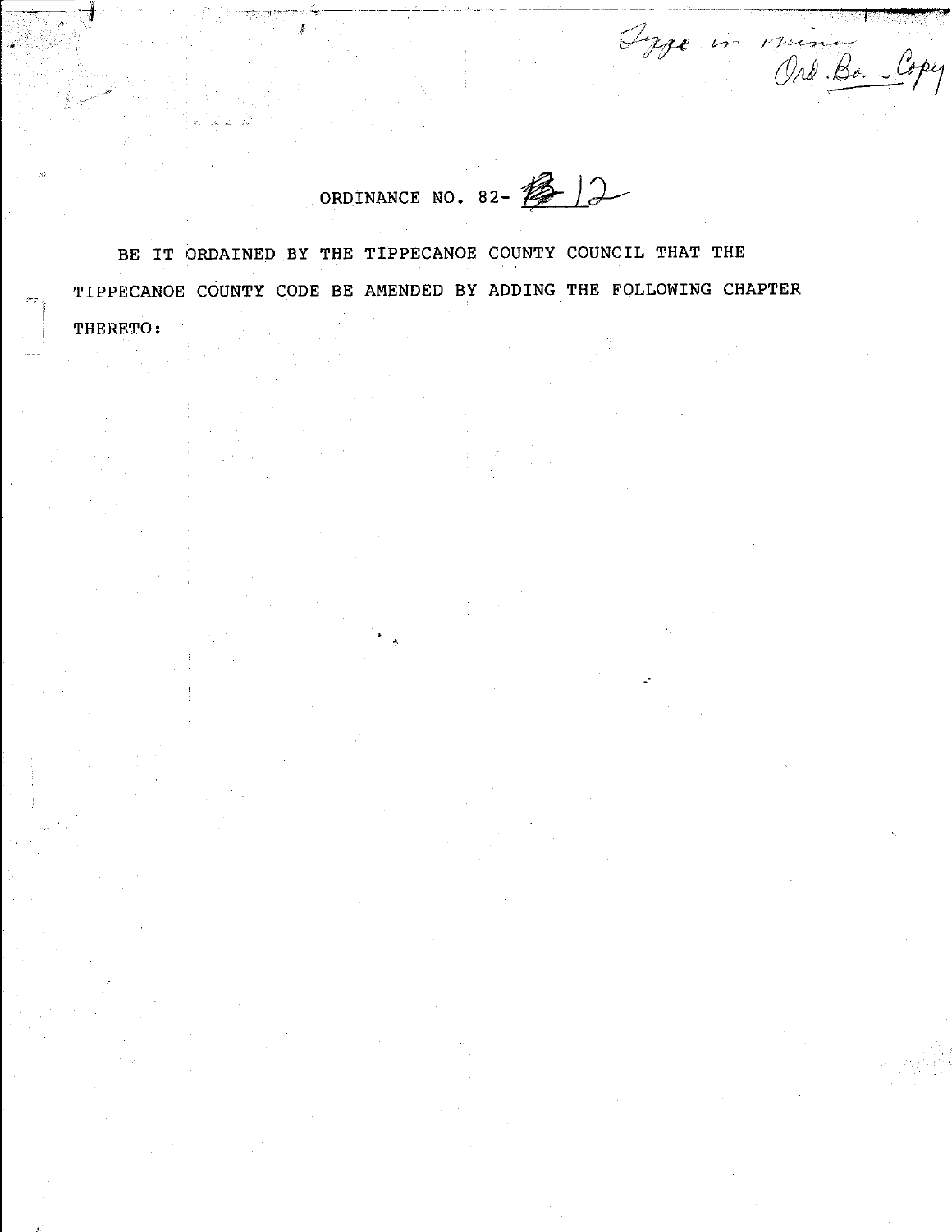Type in minu Ord.Bo. Copy

ORDINANCE NO. 82-12

BE IT ORDAINED BY THE TIPPECANOE COUNTY COUNCIL THAT THE TIPPECANOE COUNTY CODE BE AMENDED BY ADDING THE FOLLOWING CHAPTER THERETO: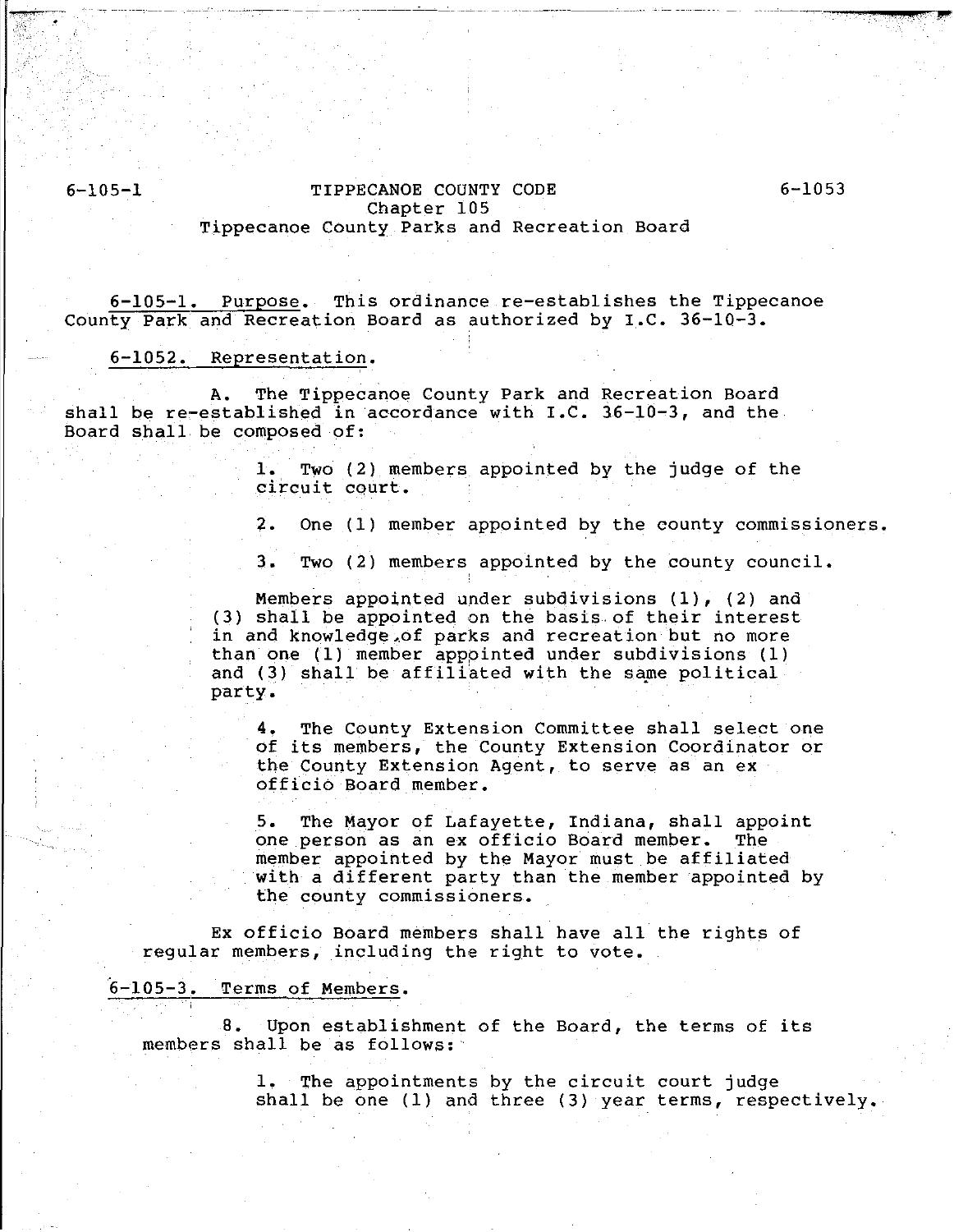# TIPPECANOE COUNTY CODE
## Chapter 105
## Tippecanoe County Parks and Recreation Board

6-105-1. Purpose. This ordinance re-establishes the Tippecanoe County Park and Recreation Board as authorized by I.C. 36-10-3.

6-1052. Representation.

A. The Tippecanoe County Park and Recreation Board shall be re-established in accordance with I.C. 36-10-3, and the Board shall be composed of:

1. Two (2) members appointed by the judge of the circuit court.

2. One (1) member appointed by the county commissioners.

3. Two (2) members appointed by the county council.

Members appointed under subdivisions (1), (2) and (3) shall be appointed on the basis of their interest in and knowledge of parks and recreation but no more than one (1) member appointed under subdivisions (1) and (3) shall be affiliated with the same political party.

4. The County Extension Committee shall select one of its members, the County Extension Coordinator or the County Extension Agent, to serve as an ex officio Board member.

5. The Mayor of Lafayette, Indiana, shall appoint one person as an ex officio Board member. The member appointed by the Mayor must be affiliated with a different party than the member appointed by the county commissioners.

Ex officio Board members shall have all the rights of regular members, including the right to vote.

6-105-3. Terms of Members.

B. Upon establishment of the Board, the terms of its members shall be as follows:

1. The appointments by the circuit court judge shall be one (1) and three (3) year terms, respectively.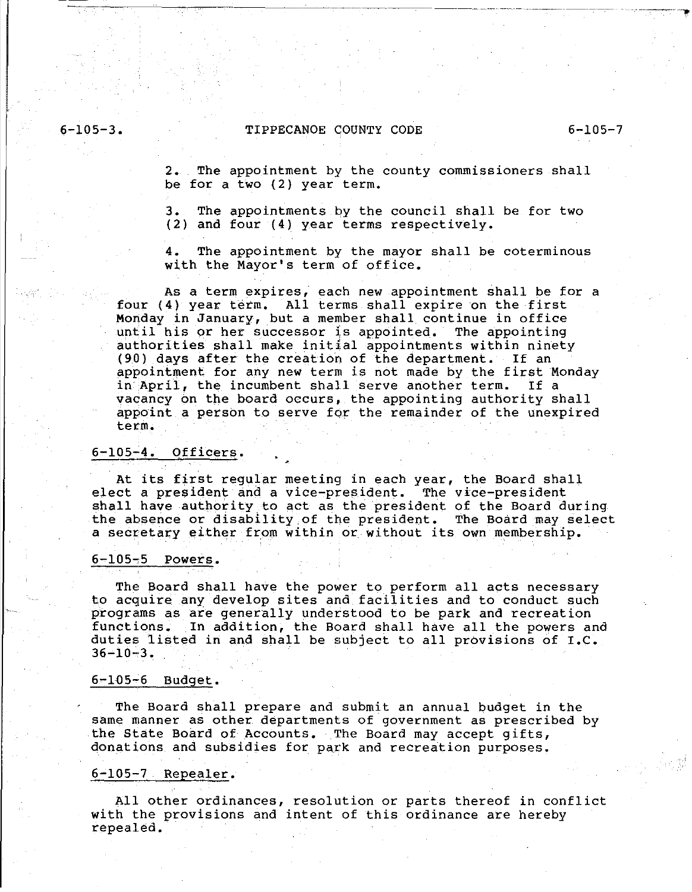2. The appointment by the county commissioners shall be for a two (2) year term.

3. The appointments by the council shall be for two (2) and four (4) year terms respectively.

4. The appointment by the mayor shall be coterminous with the Mayor's term of office.

As a term expires, each new appointment shall be for a four (4) year term. All terms shall expire on the first Monday in January, but a member shall continue in office until his or her successor is appointed. The appointing authorities shall make initial appointments within ninety (90) days after the creation of the department. If an appointment for any new term is not made by the first Monday in April, the incumbent shall serve another term. If a vacancy on the board occurs, the appointing authority shall appoint a person to serve for the remainder of the unexpired term.

## 6-105-4. Officers.

At its first regular meeting in each year, the Board shall elect a president and a vice-president. The vice-president shall have authority to act as the president of the Board during the absence or disability of the president. The Board may select a secretary either from within or without its own membership.

## 6-105-5 Powers.

The Board shall have the power to perform all acts necessary to acquire any develop sites and facilities and to conduct such programs as are generally understood to be park and recreation functions. In addition, the Board shall have all the powers and duties listed in and shall be subject to all provisions of I.C. 36-10-3.

## 6-105-6 Budget.

The Board shall prepare and submit an annual budget in the same manner as other departments of government as prescribed by the State Board of Accounts. The Board may accept gifts, donations and subsidies for park and recreation purposes.

## 6-105-7 Repealer.

All other ordinances, resolution or parts thereof in conflict with the provisions and intent of this ordinance are hereby repealed.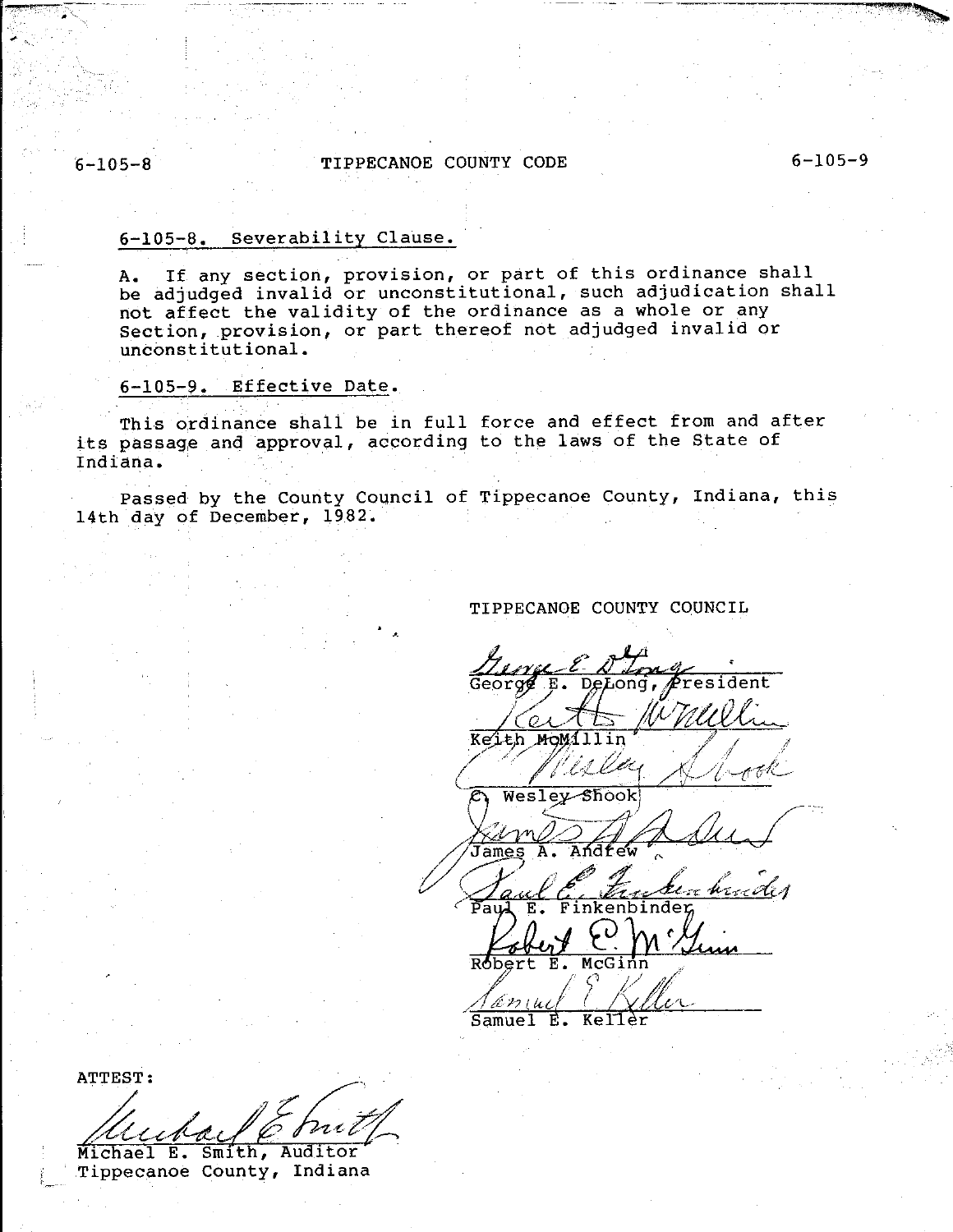## 6-105-8. Severability Clause.

A. If any section, provision, or part of this ordinance shall be adjudged invalid or unconstitutional, such adjudication shall not affect the validity of the ordinance as a whole or any Section, provision, or part thereof not adjudged invalid or unconstitutional.

## 6-105-9. Effective Date.

This ordinance shall be in full force and effect from and after its passage and approval, according to the laws of the State of Indiana.

Passed by the County Council of Tippecanoe County, Indiana, this 14th day of December, 1982.

TIPPECANOE COUNTY COUNCIL

George E. DeLong, President

Keith McMillin

C. Wesley Shook

James A. Andrew

Paul E. Finkenbinder

Robert E. McGinn

Samuel E. Keller

ATTEST:

Michael E. Smith, Auditor
Tippecanoe County, Indiana